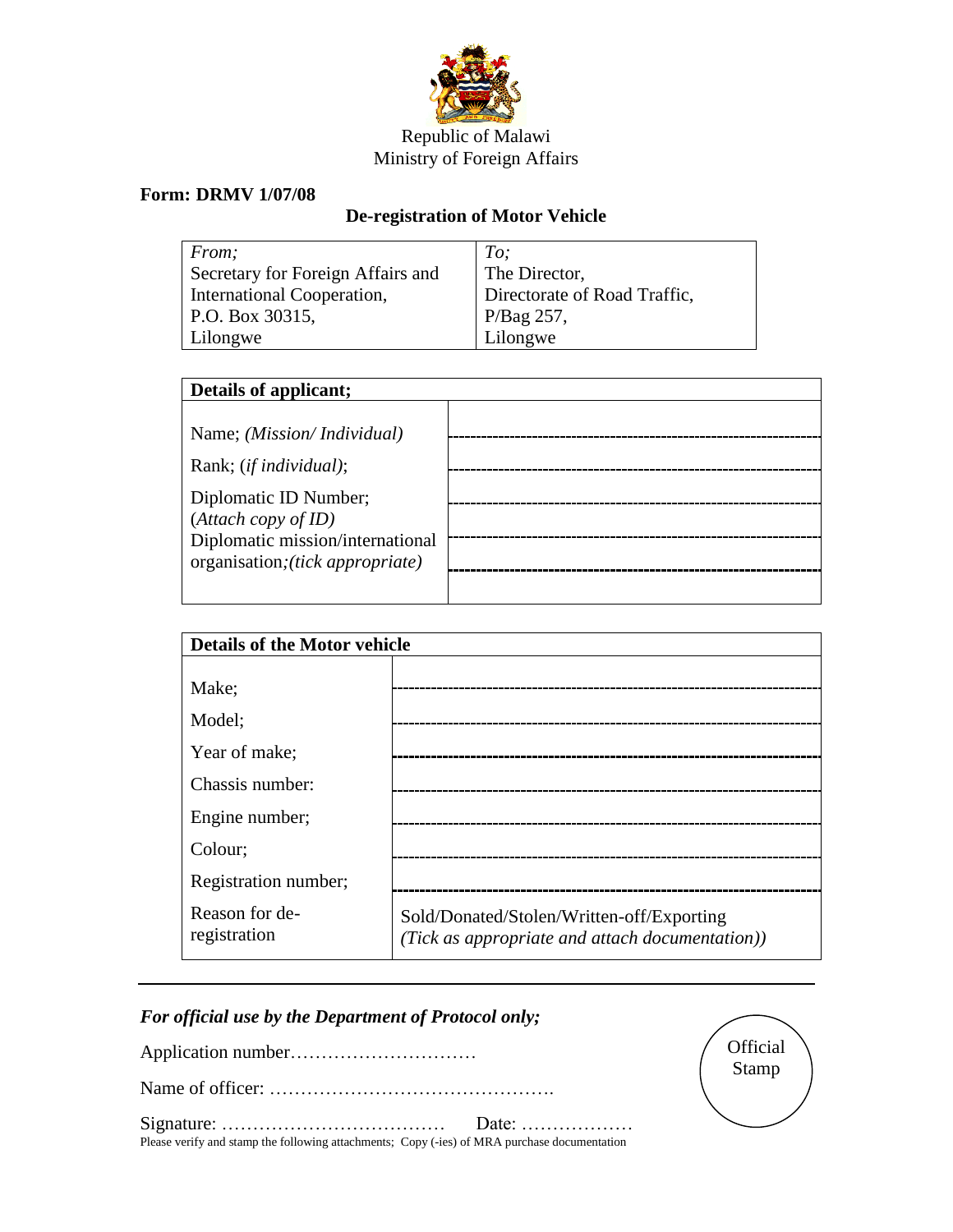Republic of Malawi
Ministry of Foreign Affairs

**Form: DRMV 1/07/08**

## De-registration of Motor Vehicle

| *From;* | *To;* |
|---|---|
| Secretary for Foreign Affairs and International Cooperation, P.O. Box 30315, Lilongwe | The Director, Directorate of Road Traffic, P/Bag 257, Lilongwe |

| **Details of applicant;** | |
|---|---|
| Name; *(Mission/ Individual)* | |
| Rank; (*if individual)*; | |
| Diplomatic ID Number; (*Attach copy of ID)* | |
| Diplomatic mission/international organisation;*(tick appropriate)* | |

| **Details of the Motor vehicle** | |
|---|---|
| Make; | |
| Model; | |
| Year of make; | |
| Chassis number: | |
| Engine number; | |
| Colour; | |
| Registration number; | |
| Reason for de-registration | Sold/Donated/Stolen/Written-off/Exporting *(Tick as appropriate and attach documentation))* |

---

***For official use by the Department of Protocol only;***

Application number…………………………

Name of officer: ……………………………………….

Signature: ……………………………… Date: ………………

Official Stamp

Please verify and stamp the following attachments; Copy (-ies) of MRA purchase documentation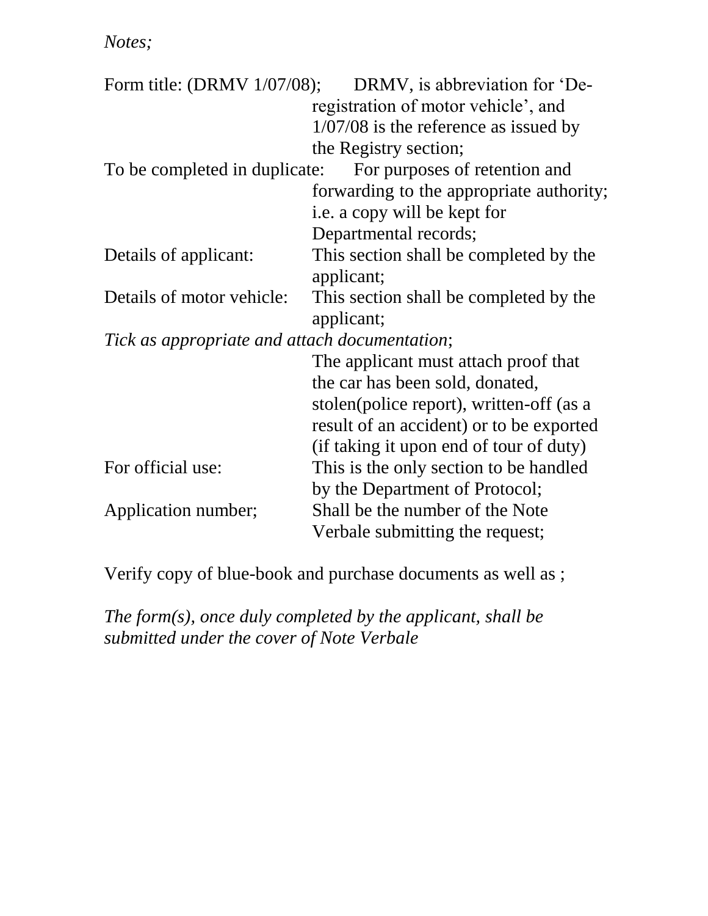*Notes;*

| | |
|---|---|
| Form title: (DRMV 1/07/08); | DRMV, is abbreviation for 'De-registration of motor vehicle', and 1/07/08 is the reference as issued by the Registry section; |
| To be completed in duplicate: | For purposes of retention and forwarding to the appropriate authority; i.e. a copy will be kept for Departmental records; |
| Details of applicant: | This section shall be completed by the applicant; |
| Details of motor vehicle: | This section shall be completed by the applicant; |
| *Tick as appropriate and attach documentation*; | The applicant must attach proof that the car has been sold, donated, stolen(police report), written-off (as a result of an accident) or to be exported (if taking it upon end of tour of duty) |
| For official use: | This is the only section to be handled by the Department of Protocol; |
| Application number; | Shall be the number of the Note Verbale submitting the request; |

Verify copy of blue-book and purchase documents as well as ;

*The form(s), once duly completed by the applicant, shall be submitted under the cover of Note Verbale*